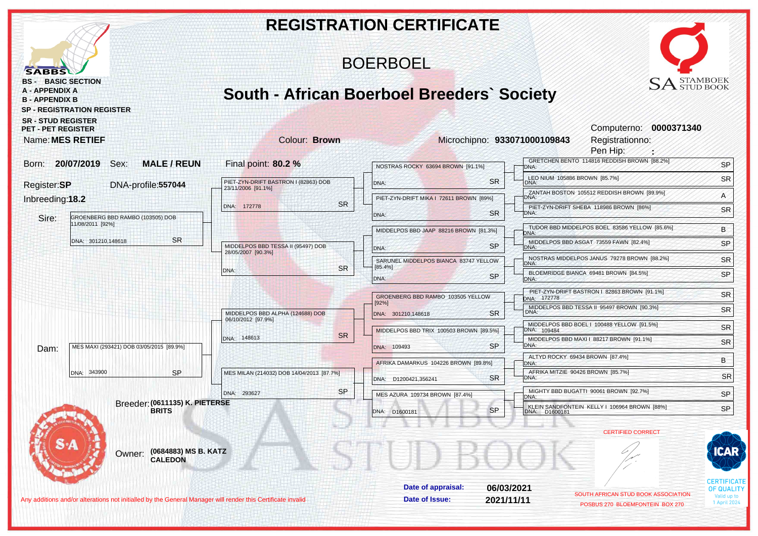# REGISTRATION CERTIFICATE

## BOERBOEL

## South - African Boerboel Breeders` Society

SABBS

- **BS - BASIC SECTION**
- **A - APPENDIX A**
- **B - APPENDIX B**
- **SP - REGISTRATION REGISTER**
- **SR - STUD REGISTER**
- **PET - PET REGISTER**

SA STAMBOEK STUD BOOK

Computerno: **0000371340**
Registrationno:
Pen Hip: **:**

Name: **MES RETIEF** Colour: **Brown** Microchipno: **933071000109843**

Born: **20/07/2019** Sex: **MALE / REUN** Final point: **80.2 %**

Register: **SP** DNA-profile: **557044**

Inbreeding: **18.2**

## Pedigree

| Parents | Grandparents | Great-grandparents | Great-great-grandparents |
|---|---|---|---|
| **Sire:** GROENBERG BBD RAMBO (103505) DOB 11/08/2011 [92%] DNA: 301210,148618 SR | PIET-ZYN-DRIFT BASTRON I (82863) DOB 23/11/2006 [91.1%] DNA: 172778 SR | NOSTRAS ROCKY 63694 BROWN [91.1%] DNA: SR | GRETCHEN BENTO 114816 REDDISH BROWN [88.2%] DNA: SP |
| | | | LEO NIUM 105886 BROWN [85.7%] DNA: SR |
| | | PIET-ZYN-DRIFT MIKA I 72611 BROWN [89%] DNA: SR | ZANTAH BOSTON 105512 REDDISH BROWN [89.9%] DNA: A |
| | | | PIET-ZYN-DRIFT SHEBA 118986 BROWN [86%] DNA: SR |
| | MIDDELPOS BBD TESSA II (95497) DOB 28/05/2007 [90.3%] DNA: SR | MIDDELPOS BBD JAAP 88216 BROWN [81.3%] DNA: SP | TUDOR BBD MIDDELPOS BOEL 83586 YELLOW [85.6%] DNA: B |
| | | | MIDDELPOS BBD ASGAT 73559 FAWN [82.4%] DNA: SP |
| | | SARUNEL MIDDELPOS BIANCA 83747 YELLOW [85.4%] DNA: SP | NOSTRAS MIDDELPOS JANUS 79278 BROWN [88.2%] DNA: SR |
| | | | BLOEMRIDGE BIANCA 69481 BROWN [84.5%] DNA: SP |
| **Dam:** MES MAXI (293421) DOB 03/05/2015 [89.9%] DNA: 343900 SP | MIDDELPOS BBD ALPHA (124688) DOB 06/10/2012 [97.9%] DNA: 148613 SR | GROENBERG BBD RAMBO 103505 YELLOW [92%] DNA: 301210,148618 SR | PIET-ZYN-DRIFT BASTRON I 82863 BROWN [91.1%] DNA: 172778 SR |
| | | | MIDDELPOS BBD TESSA II 95497 BROWN [90.3%] DNA: SR |
| | | MIDDELPOS BBD TRIX 100503 BROWN [89.5%] DNA: 109493 SP | MIDDELPOS BBD BOEL I 100488 YELLOW [91.5%] DNA: 109484 SR |
| | | | MIDDELPOS BBD MAXI I 88217 BROWN [91.1%] DNA: SR |
| | MES MILAN (214032) DOB 14/04/2013 [87.7%] DNA: 293627 SP | AFRIKA DAMARKUS 104226 BROWN [89.8%] DNA: D1200421,356241 SR | ALTYD ROCKY 69434 BROWN [87.4%] DNA: B |
| | | | AFRIKA MITZIE 90426 BROWN [85.7%] DNA: SR |
| | | MES AZURA 109734 BROWN [87.4%] DNA: D1600181 SP | MIGHTY BBD BUGATTI 90061 BROWN [92.7%] DNA: SP |
| | | | KLEIN SANDFONTEIN KELLY I 106964 BROWN [88%] DNA: D1600181 SP |

Breeder: **(0611135) K. PIETERSE BRITS**

Owner: **(0684883) MS B. KATZ CALEDON**

CERTIFIED CORRECT

SOUTH AFRICAN STUD BOOK ASSOCIATION
POSBUS 270 BLOEMFONTEIN BOX 270

**Date of appraisal:** 06/03/2021
**Date of Issue:** 2021/11/11

ICAR CERTIFICATE OF QUALITY Valid up to 1 April 2024

Any additions and/or alterations not initialled by the General Manager will render this Certificate invalid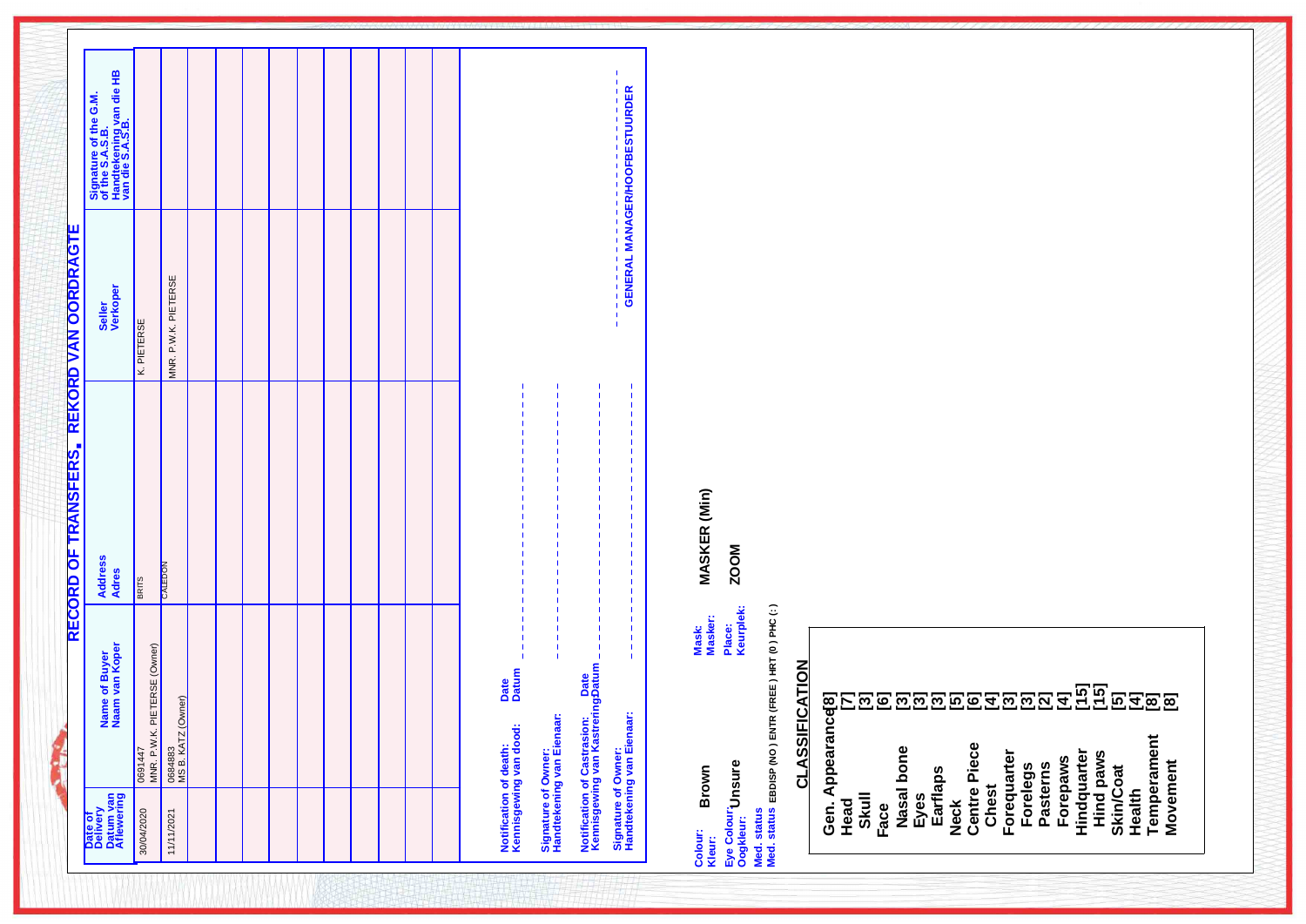# RECORD OF TRANSFERS. REKORD VAN OORDRAGTE

| Date of Delivery / Datum van Aflewering | Name of Buyer / Naam van Koper | Address / Adres | Seller / Verkoper | Signature of the G.M. of the S.A.S.B. / Handtekening van die HB van die S.A.S.B. |
|---|---|---|---|---|
| 30/04/2020 | 0691447 MNR. P.W.K. PIETERSE (Owner) | BRITS | K. PIETERSE | |
| 11/11/2021 | 0684883 MS B. KATZ (Owner) | CALEDON | MNR. P.W.K. PIETERSE | |
| | | | | |
| | | | | |
| | | | | |
| | | | | |
| | | | | |
| | | | | |
| | | | | |
| | | | | |
| | | | | |
| | | | | |

Notification of death: / Kennisgewing van dood: Date / Datum ----------------

Signature of Owner: / Handtekening van Eienaar: ----------------

Notification of Castrasion: / Kennisgewing van Kastrering Date / Datum ----------------

Signature of Owner: / Handtekening van Eienaar: ---------------- GENERAL MANAGER/HOOFBESTUURDER

Colour: / Kleur: Brown

Mask: / Masker: MASKER (Min)

Eye Colour: / Oogkleur: Unsure

Place: / Keurplek: ZOOM

Med. status

Med. status EBDISP (NO ) ENTR (FREE ) HRT (0 ) PHC ( : )

## CLASSIFICATION

- Gen. Appearance [8]
- Head [7]
- Skull [3]
- Face [6]
- Nasal bone [3]
- Eyes [3]
- Earflaps [3]
- Neck [5]
- Centre Piece [6]
- Chest [4]
- Forequarter [3]
- Forelegs [3]
- Pasterns [2]
- Forepaws [4]
- Hindquarter [15]
- Hind paws [15]
- Skin/Coat [5]
- Health [4]
- Temperament [8]
- Movement [8]